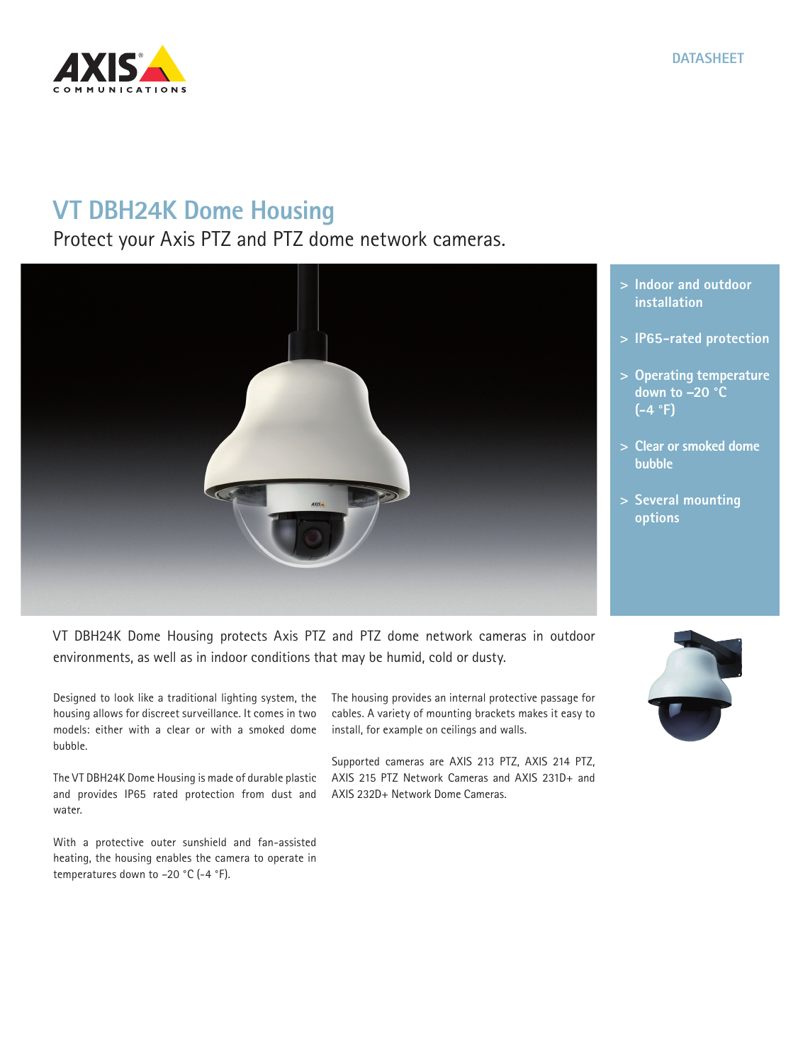DATASHEET

# VT DBH24K Dome Housing

## Protect your Axis PTZ and PTZ dome network cameras.

- > Indoor and outdoor installation
- > IP65-rated protection
- > Operating temperature down to –20 °C (-4 °F)
- > Clear or smoked dome bubble
- > Several mounting options

VT DBH24K Dome Housing protects Axis PTZ and PTZ dome network cameras in outdoor environments, as well as in indoor conditions that may be humid, cold or dusty.

Designed to look like a traditional lighting system, the housing allows for discreet surveillance. It comes in two models: either with a clear or with a smoked dome bubble.

The VT DBH24K Dome Housing is made of durable plastic and provides IP65 rated protection from dust and water.

With a protective outer sunshield and fan-assisted heating, the housing enables the camera to operate in temperatures down to -20 °C (-4 °F).

The housing provides an internal protective passage for cables. A variety of mounting brackets makes it easy to install, for example on ceilings and walls.

Supported cameras are AXIS 213 PTZ, AXIS 214 PTZ, AXIS 215 PTZ Network Cameras and AXIS 231D+ and AXIS 232D+ Network Dome Cameras.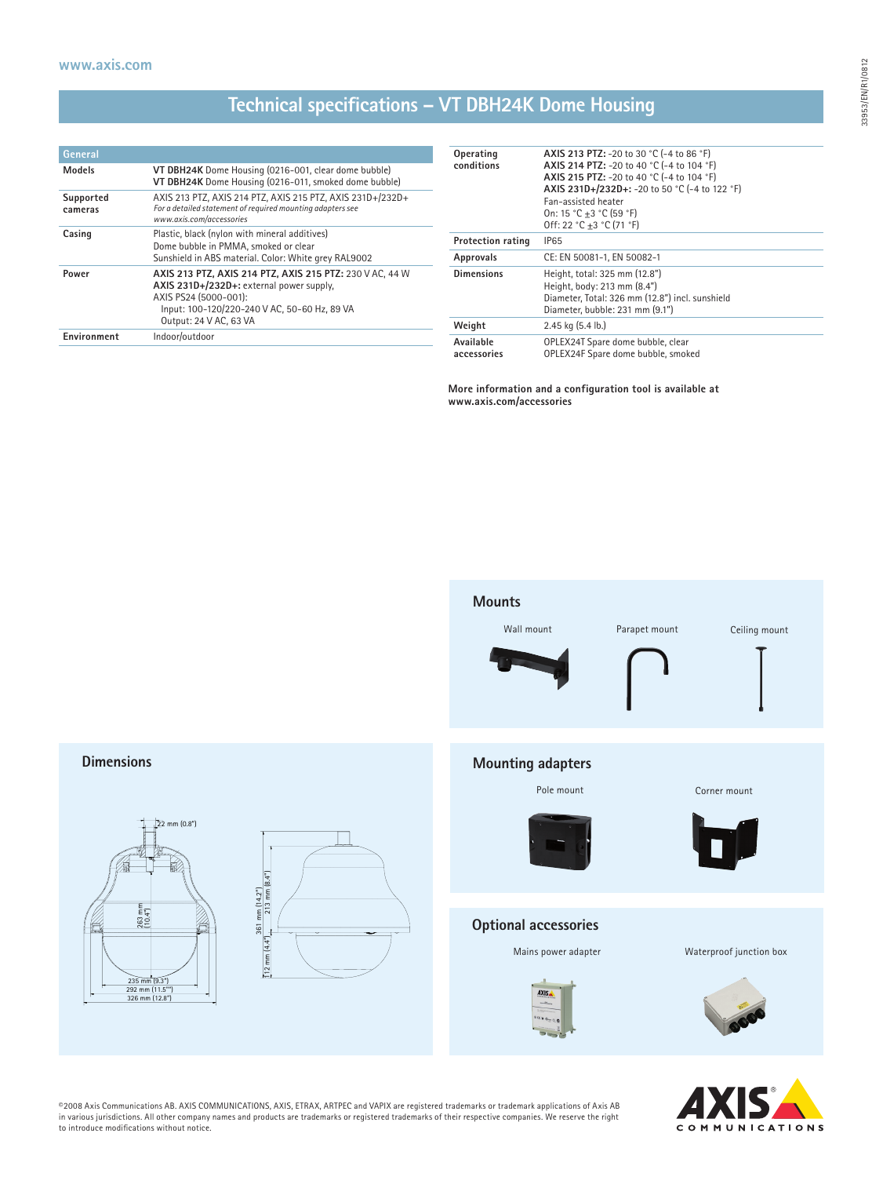www.axis.com

# Technical specifications – VT DBH24K Dome Housing

| General | |
|---|---|
| Models | **VT DBH24K** Dome Housing (0216-001, clear dome bubble)<br>**VT DBH24K** Dome Housing (0216-011, smoked dome bubble) |
| Supported cameras | AXIS 213 PTZ, AXIS 214 PTZ, AXIS 215 PTZ, AXIS 231D+/232D+<br>*For a detailed statement of required mounting adapters see www.axis.com/accessories* |
| Casing | Plastic, black (nylon with mineral additives)<br>Dome bubble in PMMA, smoked or clear<br>Sunshield in ABS material. Color: White grey RAL9002 |
| Power | **AXIS 213 PTZ, AXIS 214 PTZ, AXIS 215 PTZ:** 230 V AC, 44 W<br>**AXIS 231D+/232D+:** external power supply,<br>AXIS PS24 (5000-001):<br>Input: 100-120/220-240 V AC, 50-60 Hz, 89 VA<br>Output: 24 V AC, 63 VA |
| Environment | Indoor/outdoor |
| Operating conditions | **AXIS 213 PTZ:** -20 to 30 °C (-4 to 86 °F)<br>**AXIS 214 PTZ:** -20 to 40 °C (-4 to 104 °F)<br>**AXIS 215 PTZ:** -20 to 40 °C (-4 to 104 °F)<br>**AXIS 231D+/232D+:** -20 to 50 °C (-4 to 122 °F)<br>Fan-assisted heater<br>On: 15 °C ±3 °C (59 °F)<br>Off: 22 °C ±3 °C (71 °F) |
| Protection rating | IP65 |
| Approvals | CE: EN 50081-1, EN 50082-1 |
| Dimensions | Height, total: 325 mm (12.8")<br>Height, body: 213 mm (8.4")<br>Diameter, Total: 326 mm (12.8") incl. sunshield<br>Diameter, bubble: 231 mm (9.1") |
| Weight | 2.45 kg (5.4 lb.) |
| Available accessories | OPLEX24T Spare dome bubble, clear<br>OPLEX24F Spare dome bubble, smoked |

**More information and a configuration tool is available at www.axis.com/accessories**

## Mounts

Wall mount

Parapet mount

Ceiling mount

## Dimensions

22 mm (0.8")
263 mm (10.4")
235 mm (9.3")
292 mm (11.5")
326 mm (12.8")
361 mm (14.2")
213 mm (8.4")
112 mm (4.4")

## Mounting adapters

Pole mount

Corner mount

## Optional accessories

Mains power adapter

Waterproof junction box

©2008 Axis Communications AB. AXIS COMMUNICATIONS, AXIS, ETRAX, ARTPEC and VAPIX are registered trademarks or trademark applications of Axis AB in various jurisdictions. All other company names and products are trademarks or registered trademarks of their respective companies. We reserve the right to introduce modifications without notice.